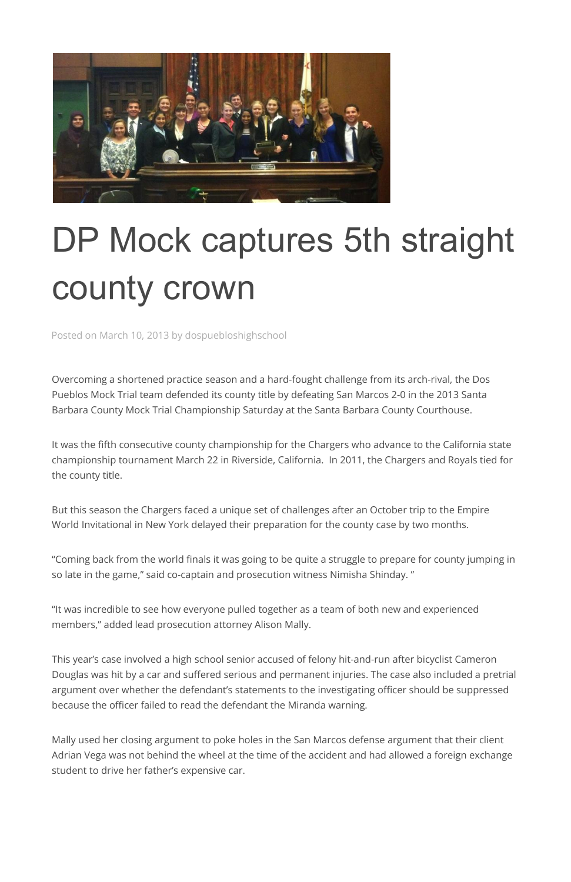# DP Mock captures 5th straight county crown

Posted on March 10, 2013 by dospuebloshighschool

Overcoming a shortened practice season and a hard-fought challenge from its arch-rival, the Dos Pueblos Mock Trial team defended its county title by defeating San Marcos 2-0 in the 2013 Santa Barbara County Mock Trial Championship Saturday at the Santa Barbara County Courthouse.

It was the fifth consecutive county championship for the Chargers who advance to the California state championship tournament March 22 in Riverside, California. In 2011, the Chargers and Royals tied for the county title.

But this season the Chargers faced a unique set of challenges after an October trip to the Empire World Invitational in New York delayed their preparation for the county case by two months.

"Coming back from the world finals it was going to be quite a struggle to prepare for county jumping in so late in the game," said co-captain and prosecution witness Nimisha Shinday. "

"It was incredible to see how everyone pulled together as a team of both new and experienced members," added lead prosecution attorney Alison Mally.

This year's case involved a high school senior accused of felony hit-and-run after bicyclist Cameron Douglas was hit by a car and suffered serious and permanent injuries. The case also included a pretrial argument over whether the defendant's statements to the investigating officer should be suppressed because the officer failed to read the defendant the Miranda warning.

Mally used her closing argument to poke holes in the San Marcos defense argument that their client Adrian Vega was not behind the wheel at the time of the accident and had allowed a foreign exchange student to drive her father's expensive car.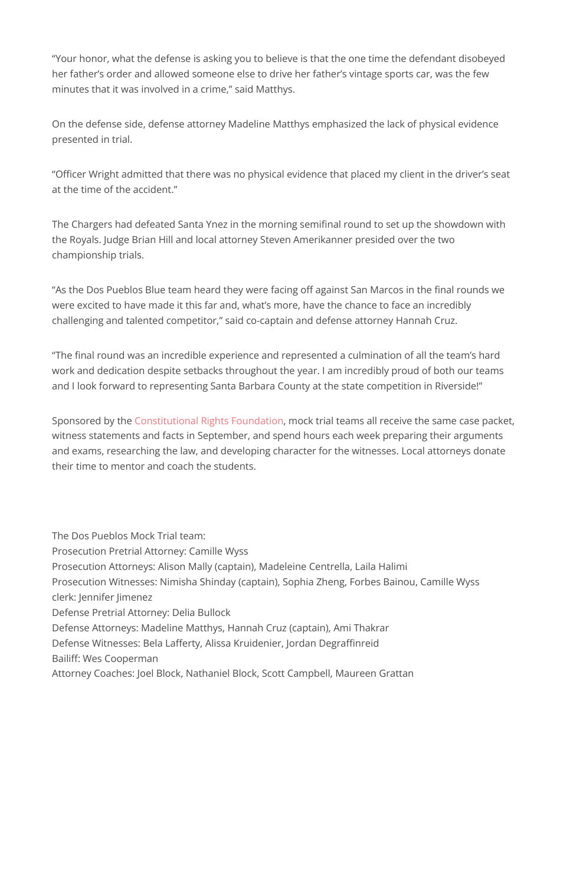"Your honor, what the defense is asking you to believe is that the one time the defendant disobeyed her father's order and allowed someone else to drive her father's vintage sports car, was the few minutes that it was involved in a crime," said Matthys.

On the defense side, defense attorney Madeline Matthys emphasized the lack of physical evidence presented in trial.

"Officer Wright admitted that there was no physical evidence that placed my client in the driver's seat at the time of the accident."

The Chargers had defeated Santa Ynez in the morning semifinal round to set up the showdown with the Royals. Judge Brian Hill and local attorney Steven Amerikanner presided over the two championship trials.

"As the Dos Pueblos Blue team heard they were facing off against San Marcos in the final rounds we were excited to have made it this far and, what's more, have the chance to face an incredibly challenging and talented competitor," said co-captain and defense attorney Hannah Cruz.

"The final round was an incredible experience and represented a culmination of all the team's hard work and dedication despite setbacks throughout the year. I am incredibly proud of both our teams and I look forward to representing Santa Barbara County at the state competition in Riverside!"

Sponsored by the Constitutional Rights Foundation, mock trial teams all receive the same case packet, witness statements and facts in September, and spend hours each week preparing their arguments and exams, researching the law, and developing character for the witnesses. Local attorneys donate their time to mentor and coach the students.

The Dos Pueblos Mock Trial team:
Prosecution Pretrial Attorney: Camille Wyss
Prosecution Attorneys: Alison Mally (captain), Madeleine Centrella, Laila Halimi
Prosecution Witnesses: Nimisha Shinday (captain), Sophia Zheng, Forbes Bainou, Camille Wyss
clerk: Jennifer Jimenez
Defense Pretrial Attorney: Delia Bullock
Defense Attorneys: Madeline Matthys, Hannah Cruz (captain), Ami Thakrar
Defense Witnesses: Bela Lafferty, Alissa Kruidenier, Jordan Degraffinreid
Bailiff: Wes Cooperman
Attorney Coaches: Joel Block, Nathaniel Block, Scott Campbell, Maureen Grattan